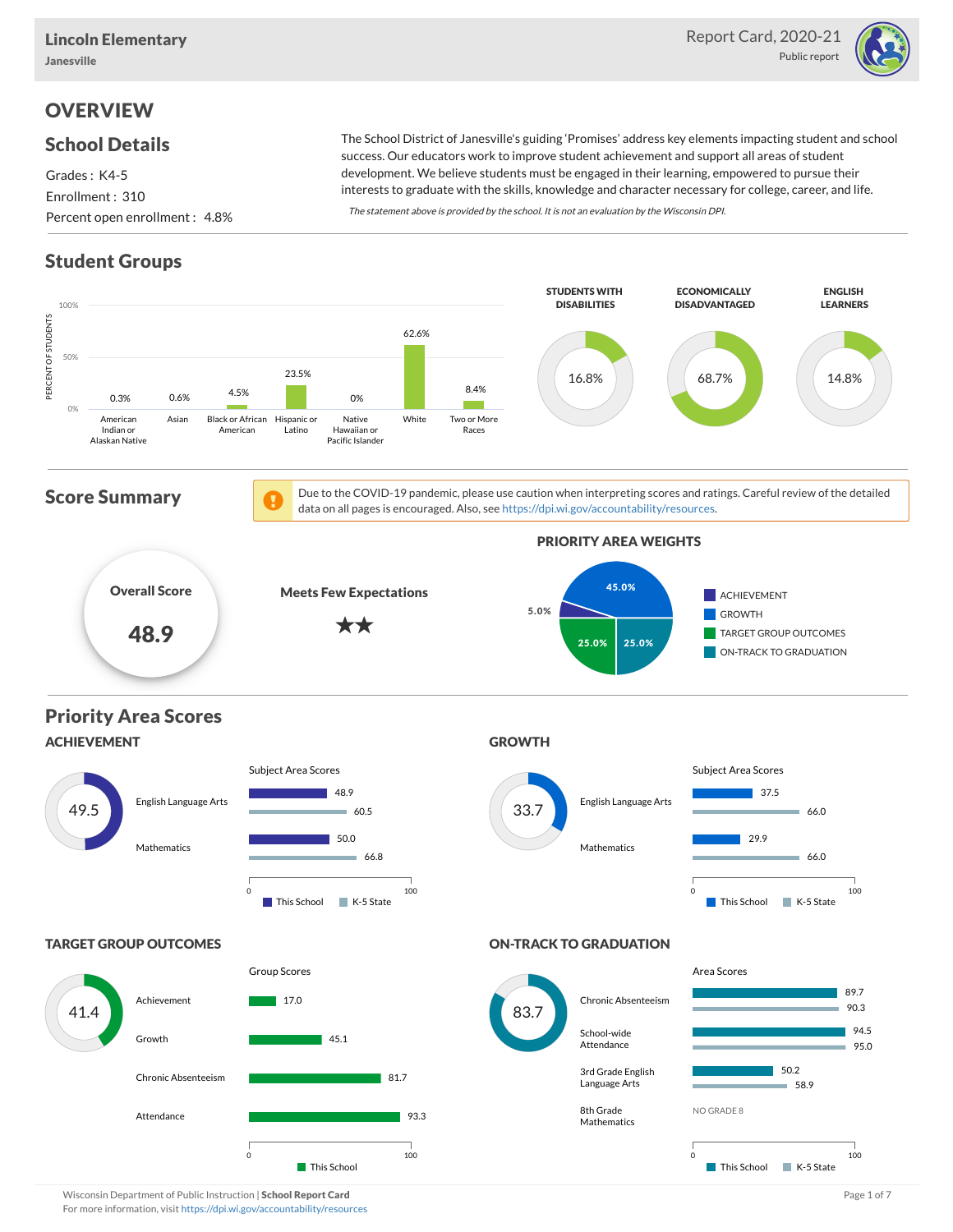**Lincoln Elementary**
Janesville

Report Card, 2020-21
Public report

# OVERVIEW

## School Details

Grades : K4-5
Enrollment : 310
Percent open enrollment : 4.8%

The School District of Janesville's guiding 'Promises' address key elements impacting student and school success. Our educators work to improve student achievement and support all areas of student development. We believe students must be engaged in their learning, empowered to pursue their interests to graduate with the skills, knowledge and character necessary for college, career, and life.

*The statement above is provided by the school. It is not an evaluation by the Wisconsin DPI.*

## Student Groups

| Group | Percent of Students |
|---|---|
| American Indian or Alaskan Native | 0.3% |
| Asian | 0.6% |
| Black or African American | 4.5% |
| Hispanic or Latino | 23.5% |
| Native Hawaiian or Pacific Islander | 0% |
| White | 62.6% |
| Two or More Races | 8.4% |

| Students with Disabilities | Economically Disadvantaged | English Learners |
|---|---|---|
| 16.8% | 68.7% | 14.8% |

## Score Summary

Due to the COVID-19 pandemic, please use caution when interpreting scores and ratings. Careful review of the detailed data on all pages is encouraged. Also, see https://dpi.wi.gov/accountability/resources.

**Overall Score**: 48.9

**Meets Few Expectations** ★★

### Priority Area Weights

| Priority Area | Weight |
|---|---|
| Achievement | 5.0% |
| Growth | 45.0% |
| Target Group Outcomes | 25.0% |
| On-Track to Graduation | 25.0% |

## Priority Area Scores

### ACHIEVEMENT

Score: 49.5

| Subject Area | This School | K-5 State |
|---|---|---|
| English Language Arts | 48.9 | 60.5 |
| Mathematics | 50.0 | 66.8 |

### GROWTH

Score: 33.7

| Subject Area | This School | K-5 State |
|---|---|---|
| English Language Arts | 37.5 | 66.0 |
| Mathematics | 29.9 | 66.0 |

### TARGET GROUP OUTCOMES

Score: 41.4

| Group | This School |
|---|---|
| Achievement | 17.0 |
| Growth | 45.1 |
| Chronic Absenteeism | 81.7 |
| Attendance | 93.3 |

### ON-TRACK TO GRADUATION

Score: 83.7

| Area | This School | K-5 State |
|---|---|---|
| Chronic Absenteeism | 89.7 | 90.3 |
| School-wide Attendance | 94.5 | 95.0 |
| 3rd Grade English Language Arts | 50.2 | 58.9 |
| 8th Grade Mathematics | NO GRADE 8 | |

Wisconsin Department of Public Instruction | **School Report Card**
For more information, visit https://dpi.wi.gov/accountability/resources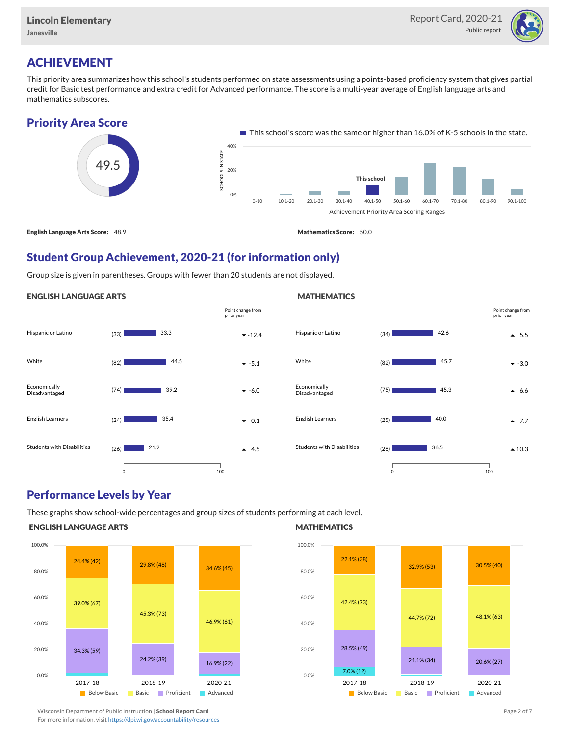Lincoln Elementary
Janesville

Report Card, 2020-21
Public report

# ACHIEVEMENT

This priority area summarizes how this school's students performed on state assessments using a points-based proficiency system that gives partial credit for Basic test performance and extra credit for Advanced performance. The score is a multi-year average of English language arts and mathematics subscores.

## Priority Area Score

49.5

This school's score was the same or higher than 16.0% of K-5 schools in the state.

**English Language Arts Score:** 48.9

**Mathematics Score:** 50.0

## Student Group Achievement, 2020-21 (for information only)

Group size is given in parentheses. Groups with fewer than 20 students are not displayed.

### ENGLISH LANGUAGE ARTS

| Group | Size | Score | Point change from prior year |
|---|---|---|---|
| Hispanic or Latino | (33) | 33.3 | ▼ -12.4 |
| White | (82) | 44.5 | ▼ -5.1 |
| Economically Disadvantaged | (74) | 39.2 | ▼ -6.0 |
| English Learners | (24) | 35.4 | ▼ -0.1 |
| Students with Disabilities | (26) | 21.2 | ▲ 4.5 |

### MATHEMATICS

| Group | Size | Score | Point change from prior year |
|---|---|---|---|
| Hispanic or Latino | (34) | 42.6 | ▲ 5.5 |
| White | (82) | 45.7 | ▼ -3.0 |
| Economically Disadvantaged | (75) | 45.3 | ▲ 6.6 |
| English Learners | (25) | 40.0 | ▲ 7.7 |
| Students with Disabilities | (26) | 36.5 | ▲ 10.3 |

## Performance Levels by Year

These graphs show school-wide percentages and group sizes of students performing at each level.

### ENGLISH LANGUAGE ARTS

| Year | Below Basic | Basic | Proficient | Advanced |
|---|---|---|---|---|
| 2017-18 | 24.4% (42) | 39.0% (67) | 34.3% (59) | |
| 2018-19 | 29.8% (48) | 45.3% (73) | 24.2% (39) | |
| 2020-21 | 34.6% (45) | 46.9% (61) | 16.9% (22) | |

### MATHEMATICS

| Year | Below Basic | Basic | Proficient | Advanced |
|---|---|---|---|---|
| 2017-18 | 22.1% (38) | 42.4% (73) | 28.5% (49) | 7.0% (12) |
| 2018-19 | 32.9% (53) | 44.7% (72) | 21.1% (34) | |
| 2020-21 | 30.5% (40) | 48.1% (63) | 20.6% (27) | |

Wisconsin Department of Public Instruction | **School Report Card**
For more information, visit https://dpi.wi.gov/accountability/resources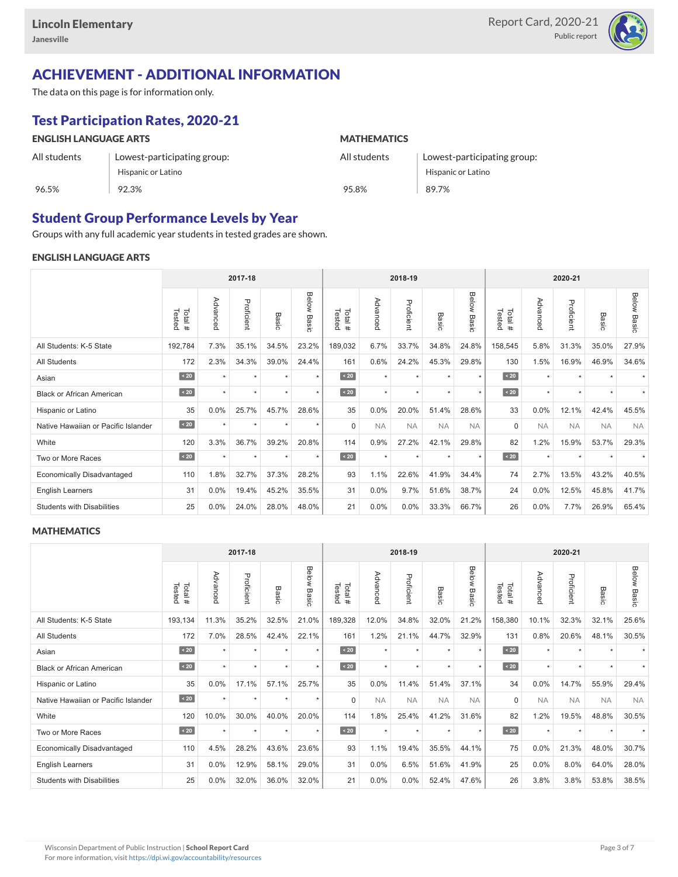# ACHIEVEMENT - ADDITIONAL INFORMATION

The data on this page is for information only.

## Test Participation Rates, 2020-21

| ENGLISH LANGUAGE ARTS | | MATHEMATICS | |
|---|---|---|---|
| All students | Lowest-participating group: Hispanic or Latino | All students | Lowest-participating group: Hispanic or Latino |
| 96.5% | 92.3% | 95.8% | 89.7% |

## Student Group Performance Levels by Year

Groups with any full academic year students in tested grades are shown.

### ENGLISH LANGUAGE ARTS

| | 2017-18 | | | | | 2018-19 | | | | | 2020-21 | | | | |
|---|---|---|---|---|---|---|---|---|---|---|---|---|---|---|---|
| | Total # Tested | Advanced | Proficient | Basic | Below Basic | Total # Tested | Advanced | Proficient | Basic | Below Basic | Total # Tested | Advanced | Proficient | Basic | Below Basic |
| All Students: K-5 State | 192,784 | 7.3% | 35.1% | 34.5% | 23.2% | 189,032 | 6.7% | 33.7% | 34.8% | 24.8% | 158,545 | 5.8% | 31.3% | 35.0% | 27.9% |
| All Students | 172 | 2.3% | 34.3% | 39.0% | 24.4% | 161 | 0.6% | 24.2% | 45.3% | 29.8% | 130 | 1.5% | 16.9% | 46.9% | 34.6% |
| Asian | < 20 | * | * | * | * | < 20 | * | * | * | * | < 20 | * | * | * | * |
| Black or African American | < 20 | * | * | * | * | < 20 | * | * | * | * | < 20 | * | * | * | * |
| Hispanic or Latino | 35 | 0.0% | 25.7% | 45.7% | 28.6% | 35 | 0.0% | 20.0% | 51.4% | 28.6% | 33 | 0.0% | 12.1% | 42.4% | 45.5% |
| Native Hawaiian or Pacific Islander | < 20 | * | * | * | * | 0 | NA | NA | NA | NA | 0 | NA | NA | NA | NA |
| White | 120 | 3.3% | 36.7% | 39.2% | 20.8% | 114 | 0.9% | 27.2% | 42.1% | 29.8% | 82 | 1.2% | 15.9% | 53.7% | 29.3% |
| Two or More Races | < 20 | * | * | * | * | < 20 | * | * | * | * | < 20 | * | * | * | * |
| Economically Disadvantaged | 110 | 1.8% | 32.7% | 37.3% | 28.2% | 93 | 1.1% | 22.6% | 41.9% | 34.4% | 74 | 2.7% | 13.5% | 43.2% | 40.5% |
| English Learners | 31 | 0.0% | 19.4% | 45.2% | 35.5% | 31 | 0.0% | 9.7% | 51.6% | 38.7% | 24 | 0.0% | 12.5% | 45.8% | 41.7% |
| Students with Disabilities | 25 | 0.0% | 24.0% | 28.0% | 48.0% | 21 | 0.0% | 0.0% | 33.3% | 66.7% | 26 | 0.0% | 7.7% | 26.9% | 65.4% |

### MATHEMATICS

| | 2017-18 | | | | | 2018-19 | | | | | 2020-21 | | | | |
|---|---|---|---|---|---|---|---|---|---|---|---|---|---|---|---|
| | Total # Tested | Advanced | Proficient | Basic | Below Basic | Total # Tested | Advanced | Proficient | Basic | Below Basic | Total # Tested | Advanced | Proficient | Basic | Below Basic |
| All Students: K-5 State | 193,134 | 11.3% | 35.2% | 32.5% | 21.0% | 189,328 | 12.0% | 34.8% | 32.0% | 21.2% | 158,380 | 10.1% | 32.3% | 32.1% | 25.6% |
| All Students | 172 | 7.0% | 28.5% | 42.4% | 22.1% | 161 | 1.2% | 21.1% | 44.7% | 32.9% | 131 | 0.8% | 20.6% | 48.1% | 30.5% |
| Asian | < 20 | * | * | * | * | < 20 | * | * | * | * | < 20 | * | * | * | * |
| Black or African American | < 20 | * | * | * | * | < 20 | * | * | * | * | < 20 | * | * | * | * |
| Hispanic or Latino | 35 | 0.0% | 17.1% | 57.1% | 25.7% | 35 | 0.0% | 11.4% | 51.4% | 37.1% | 34 | 0.0% | 14.7% | 55.9% | 29.4% |
| Native Hawaiian or Pacific Islander | < 20 | * | * | * | * | 0 | NA | NA | NA | NA | 0 | NA | NA | NA | NA |
| White | 120 | 10.0% | 30.0% | 40.0% | 20.0% | 114 | 1.8% | 25.4% | 41.2% | 31.6% | 82 | 1.2% | 19.5% | 48.8% | 30.5% |
| Two or More Races | < 20 | * | * | * | * | < 20 | * | * | * | * | < 20 | * | * | * | * |
| Economically Disadvantaged | 110 | 4.5% | 28.2% | 43.6% | 23.6% | 93 | 1.1% | 19.4% | 35.5% | 44.1% | 75 | 0.0% | 21.3% | 48.0% | 30.7% |
| English Learners | 31 | 0.0% | 12.9% | 58.1% | 29.0% | 31 | 0.0% | 6.5% | 51.6% | 41.9% | 25 | 0.0% | 8.0% | 64.0% | 28.0% |
| Students with Disabilities | 25 | 0.0% | 32.0% | 36.0% | 32.0% | 21 | 0.0% | 0.0% | 52.4% | 47.6% | 26 | 3.8% | 3.8% | 53.8% | 38.5% |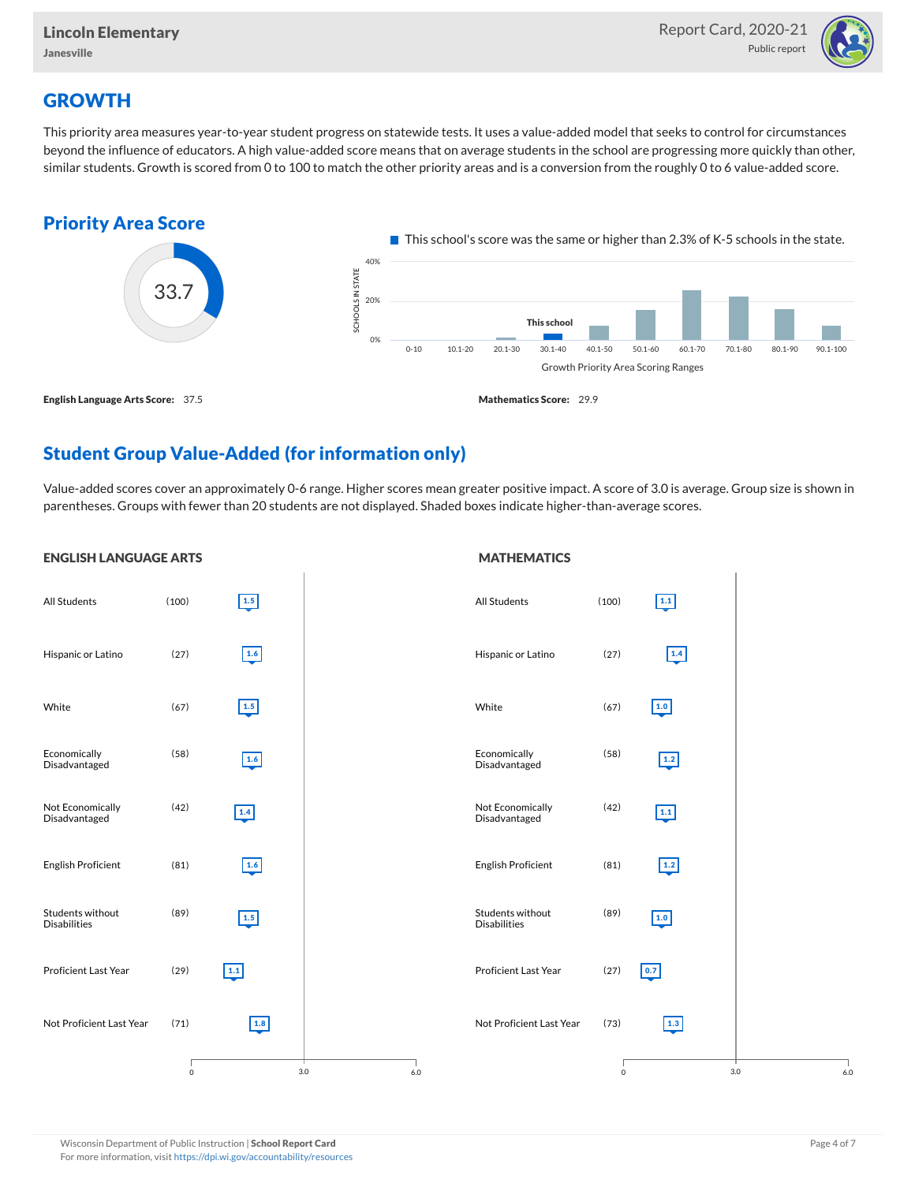# GROWTH

This priority area measures year-to-year student progress on statewide tests. It uses a value-added model that seeks to control for circumstances beyond the influence of educators. A high value-added score means that on average students in the school are progressing more quickly than other, similar students. Growth is scored from 0 to 100 to match the other priority areas and is a conversion from the roughly 0 to 6 value-added score.

## Priority Area Score

33.7

This school's score was the same or higher than 2.3% of K-5 schools in the state.

| Growth Priority Area Scoring Ranges | 0-10 | 10.1-20 | 20.1-30 | 30.1-40 | 40.1-50 | 50.1-60 | 60.1-70 | 70.1-80 | 80.1-90 | 90.1-100 |
|---|---|---|---|---|---|---|---|---|---|---|
| Schools in State | | | | This school | | | | | | |

**English Language Arts Score:** 37.5

**Mathematics Score:** 29.9

## Student Group Value-Added (for information only)

Value-added scores cover an approximately 0-6 range. Higher scores mean greater positive impact. A score of 3.0 is average. Group size is shown in parentheses. Groups with fewer than 20 students are not displayed. Shaded boxes indicate higher-than-average scores.

### ENGLISH LANGUAGE ARTS

| Group | Size | Value-Added |
|---|---|---|
| All Students | (100) | 1.5 |
| Hispanic or Latino | (27) | 1.6 |
| White | (67) | 1.5 |
| Economically Disadvantaged | (58) | 1.6 |
| Not Economically Disadvantaged | (42) | 1.4 |
| English Proficient | (81) | 1.6 |
| Students without Disabilities | (89) | 1.5 |
| Proficient Last Year | (29) | 1.1 |
| Not Proficient Last Year | (71) | 1.8 |

### MATHEMATICS

| Group | Size | Value-Added |
|---|---|---|
| All Students | (100) | 1.1 |
| Hispanic or Latino | (27) | 1.4 |
| White | (67) | 1.0 |
| Economically Disadvantaged | (58) | 1.2 |
| Not Economically Disadvantaged | (42) | 1.1 |
| English Proficient | (81) | 1.2 |
| Students without Disabilities | (89) | 1.0 |
| Proficient Last Year | (27) | 0.7 |
| Not Proficient Last Year | (73) | 1.3 |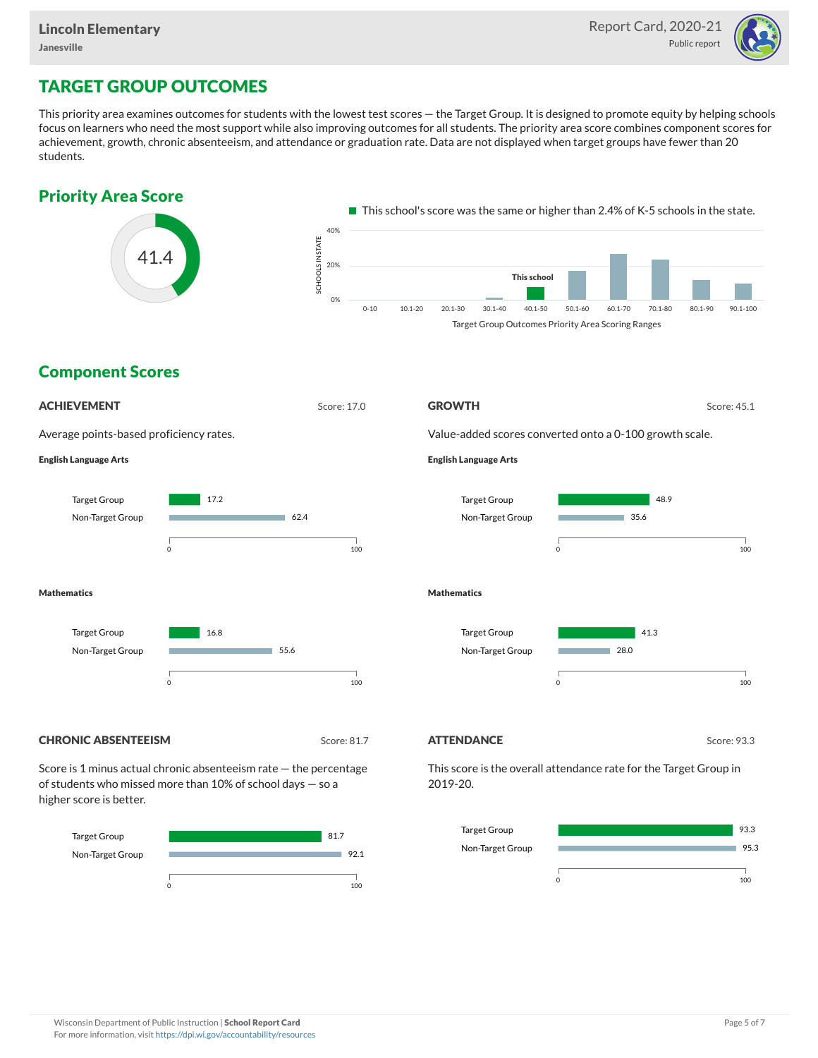## TARGET GROUP OUTCOMES

This priority area examines outcomes for students with the lowest test scores — the Target Group. It is designed to promote equity by helping schools focus on learners who need the most support while also improving outcomes for all students. The priority area score combines component scores for achievement, growth, chronic absenteeism, and attendance or graduation rate. Data are not displayed when target groups have fewer than 20 students.

### Priority Area Score

41.4

This school's score was the same or higher than 2.4% of K-5 schools in the state.

Target Group Outcomes Priority Area Scoring Ranges (This school: 40.1-50)

### Component Scores

#### ACHIEVEMENT

Score: 17.0

Average points-based proficiency rates.

**English Language Arts**

| | |
|---|---|
| Target Group | 17.2 |
| Non-Target Group | 62.4 |

**Mathematics**

| | |
|---|---|
| Target Group | 16.8 |
| Non-Target Group | 55.6 |

#### GROWTH

Score: 45.1

Value-added scores converted onto a 0-100 growth scale.

**English Language Arts**

| | |
|---|---|
| Target Group | 48.9 |
| Non-Target Group | 35.6 |

**Mathematics**

| | |
|---|---|
| Target Group | 41.3 |
| Non-Target Group | 28.0 |

#### CHRONIC ABSENTEEISM

Score: 81.7

Score is 1 minus actual chronic absenteeism rate — the percentage of students who missed more than 10% of school days — so a higher score is better.

| | |
|---|---|
| Target Group | 81.7 |
| Non-Target Group | 92.1 |

#### ATTENDANCE

Score: 93.3

This score is the overall attendance rate for the Target Group in 2019-20.

| | |
|---|---|
| Target Group | 93.3 |
| Non-Target Group | 95.3 |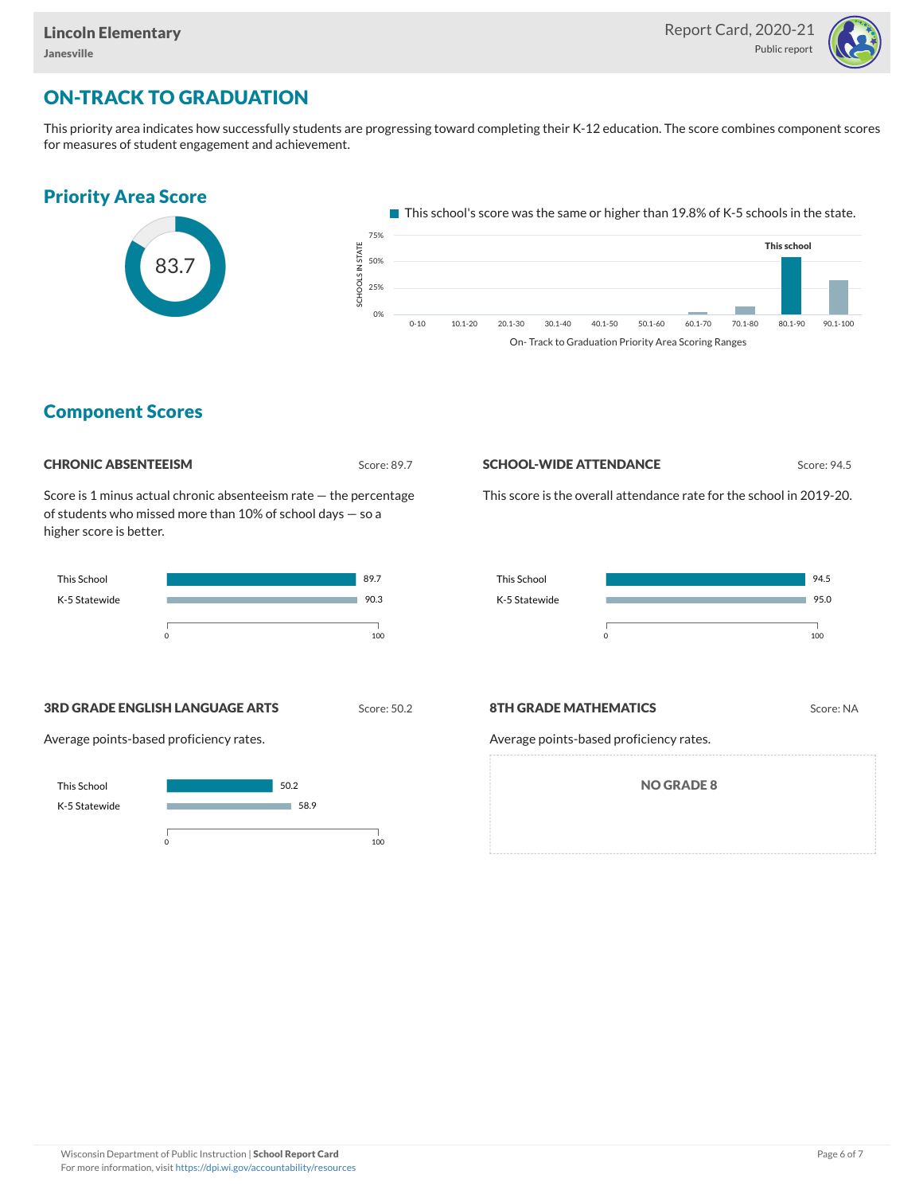## ON-TRACK TO GRADUATION

This priority area indicates how successfully students are progressing toward completing their K-12 education. The score combines component scores for measures of student engagement and achievement.

### Priority Area Score

83.7

This school's score was the same or higher than 19.8% of K-5 schools in the state.

On- Track to Graduation Priority Area Scoring Ranges

### Component Scores

#### CHRONIC ABSENTEEISM

Score: 89.7

Score is 1 minus actual chronic absenteeism rate — the percentage of students who missed more than 10% of school days — so a higher score is better.

| | Score |
|---|---|
| This School | 89.7 |
| K-5 Statewide | 90.3 |

#### SCHOOL-WIDE ATTENDANCE

Score: 94.5

This score is the overall attendance rate for the school in 2019-20.

| | Score |
|---|---|
| This School | 94.5 |
| K-5 Statewide | 95.0 |

#### 3RD GRADE ENGLISH LANGUAGE ARTS

Score: 50.2

Average points-based proficiency rates.

| | Score |
|---|---|
| This School | 50.2 |
| K-5 Statewide | 58.9 |

#### 8TH GRADE MATHEMATICS

Score: NA

Average points-based proficiency rates.

NO GRADE 8

Wisconsin Department of Public Instruction | **School Report Card**
For more information, visit https://dpi.wi.gov/accountability/resources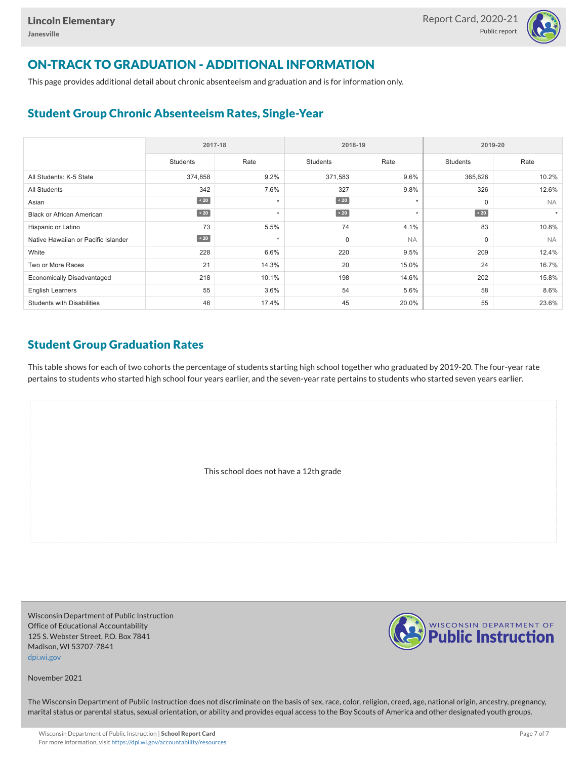## ON-TRACK TO GRADUATION - ADDITIONAL INFORMATION

This page provides additional detail about chronic absenteeism and graduation and is for information only.

### Student Group Chronic Absenteeism Rates, Single-Year

| | 2017-18 | | 2018-19 | | 2019-20 | |
|---|---|---|---|---|---|---|
| | Students | Rate | Students | Rate | Students | Rate |
| All Students: K-5 State | 374,858 | 9.2% | 371,583 | 9.6% | 365,626 | 10.2% |
| All Students | 342 | 7.6% | 327 | 9.8% | 326 | 12.6% |
| Asian | < 20 | * | < 20 | * | 0 | NA |
| Black or African American | < 20 | * | < 20 | * | < 20 | * |
| Hispanic or Latino | 73 | 5.5% | 74 | 4.1% | 83 | 10.8% |
| Native Hawaiian or Pacific Islander | < 20 | * | 0 | NA | 0 | NA |
| White | 228 | 6.6% | 220 | 9.5% | 209 | 12.4% |
| Two or More Races | 21 | 14.3% | 20 | 15.0% | 24 | 16.7% |
| Economically Disadvantaged | 218 | 10.1% | 198 | 14.6% | 202 | 15.8% |
| English Learners | 55 | 3.6% | 54 | 5.6% | 58 | 8.6% |
| Students with Disabilities | 46 | 17.4% | 45 | 20.0% | 55 | 23.6% |

### Student Group Graduation Rates

This table shows for each of two cohorts the percentage of students starting high school together who graduated by 2019-20. The four-year rate pertains to students who started high school four years earlier, and the seven-year rate pertains to students who started seven years earlier.

This school does not have a 12th grade

Wisconsin Department of Public Instruction
Office of Educational Accountability
125 S. Webster Street, P.O. Box 7841
Madison, WI 53707-7841
dpi.wi.gov

November 2021

The Wisconsin Department of Public Instruction does not discriminate on the basis of sex, race, color, religion, creed, age, national origin, ancestry, pregnancy, marital status or parental status, sexual orientation, or ability and provides equal access to the Boy Scouts of America and other designated youth groups.